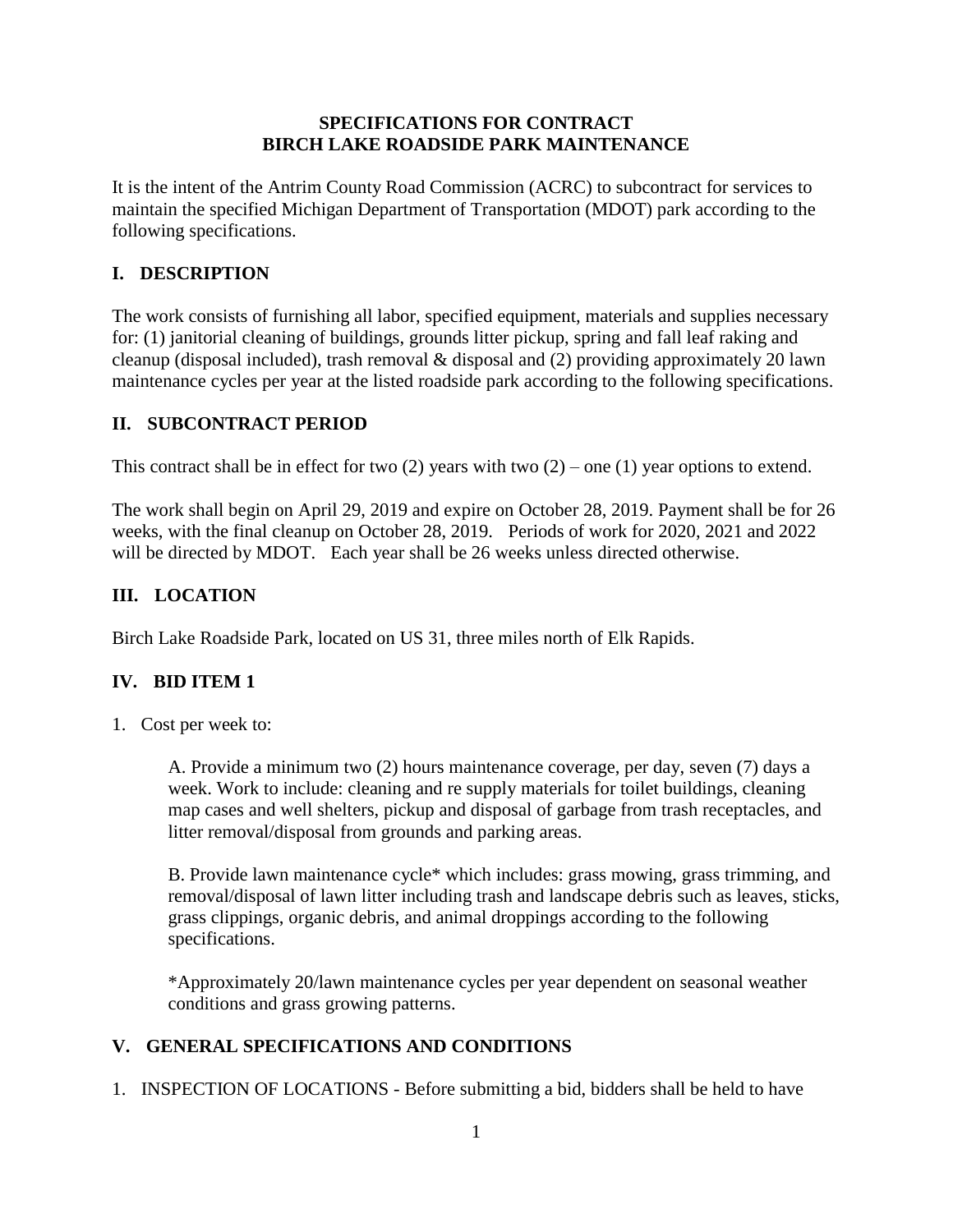# SPECIFICATIONS FOR CONTRACT
# BIRCH LAKE ROADSIDE PARK MAINTENANCE

It is the intent of the Antrim County Road Commission (ACRC) to subcontract for services to maintain the specified Michigan Department of Transportation (MDOT) park according to the following specifications.

## I. DESCRIPTION

The work consists of furnishing all labor, specified equipment, materials and supplies necessary for: (1) janitorial cleaning of buildings, grounds litter pickup, spring and fall leaf raking and cleanup (disposal included), trash removal & disposal and (2) providing approximately 20 lawn maintenance cycles per year at the listed roadside park according to the following specifications.

## II. SUBCONTRACT PERIOD

This contract shall be in effect for two (2) years with two (2) – one (1) year options to extend.

The work shall begin on April 29, 2019 and expire on October 28, 2019. Payment shall be for 26 weeks, with the final cleanup on October 28, 2019. Periods of work for 2020, 2021 and 2022 will be directed by MDOT. Each year shall be 26 weeks unless directed otherwise.

## III. LOCATION

Birch Lake Roadside Park, located on US 31, three miles north of Elk Rapids.

## IV. BID ITEM 1

1. Cost per week to:

   A. Provide a minimum two (2) hours maintenance coverage, per day, seven (7) days a week. Work to include: cleaning and re supply materials for toilet buildings, cleaning map cases and well shelters, pickup and disposal of garbage from trash receptacles, and litter removal/disposal from grounds and parking areas.

   B. Provide lawn maintenance cycle* which includes: grass mowing, grass trimming, and removal/disposal of lawn litter including trash and landscape debris such as leaves, sticks, grass clippings, organic debris, and animal droppings according to the following specifications.

   *Approximately 20/lawn maintenance cycles per year dependent on seasonal weather conditions and grass growing patterns.

## V. GENERAL SPECIFICATIONS AND CONDITIONS

1. INSPECTION OF LOCATIONS - Before submitting a bid, bidders shall be held to have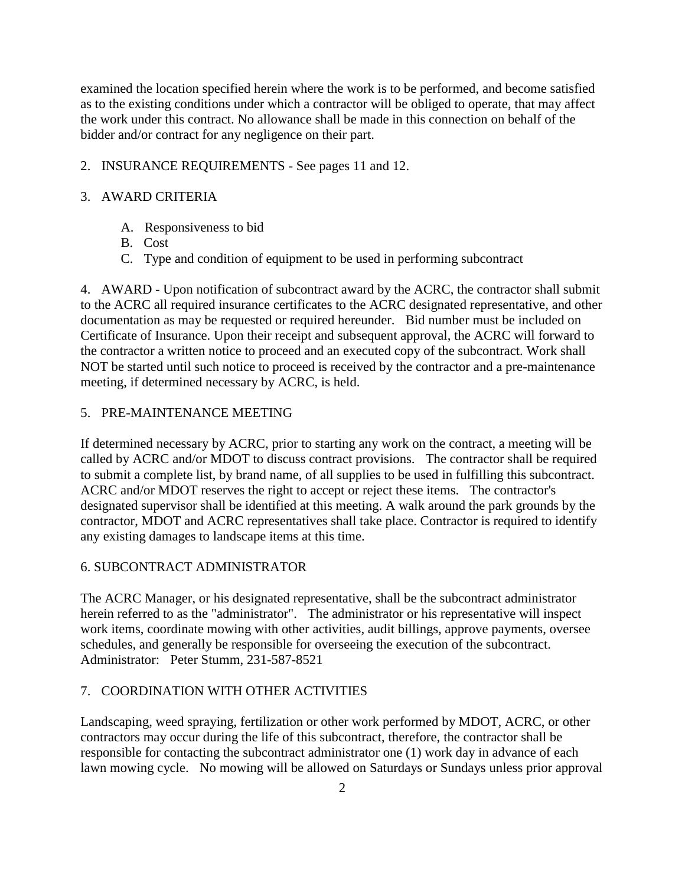examined the location specified herein where the work is to be performed, and become satisfied as to the existing conditions under which a contractor will be obliged to operate, that may affect the work under this contract. No allowance shall be made in this connection on behalf of the bidder and/or contract for any negligence on their part.

2. INSURANCE REQUIREMENTS - See pages 11 and 12.

3. AWARD CRITERIA

   A. Responsiveness to bid
   B. Cost
   C. Type and condition of equipment to be used in performing subcontract

4. AWARD - Upon notification of subcontract award by the ACRC, the contractor shall submit to the ACRC all required insurance certificates to the ACRC designated representative, and other documentation as may be requested or required hereunder. Bid number must be included on Certificate of Insurance. Upon their receipt and subsequent approval, the ACRC will forward to the contractor a written notice to proceed and an executed copy of the subcontract. Work shall NOT be started until such notice to proceed is received by the contractor and a pre-maintenance meeting, if determined necessary by ACRC, is held.

5. PRE-MAINTENANCE MEETING

If determined necessary by ACRC, prior to starting any work on the contract, a meeting will be called by ACRC and/or MDOT to discuss contract provisions. The contractor shall be required to submit a complete list, by brand name, of all supplies to be used in fulfilling this subcontract. ACRC and/or MDOT reserves the right to accept or reject these items. The contractor's designated supervisor shall be identified at this meeting. A walk around the park grounds by the contractor, MDOT and ACRC representatives shall take place. Contractor is required to identify any existing damages to landscape items at this time.

6. SUBCONTRACT ADMINISTRATOR

The ACRC Manager, or his designated representative, shall be the subcontract administrator herein referred to as the "administrator". The administrator or his representative will inspect work items, coordinate mowing with other activities, audit billings, approve payments, oversee schedules, and generally be responsible for overseeing the execution of the subcontract.
Administrator: Peter Stumm, 231-587-8521

7. COORDINATION WITH OTHER ACTIVITIES

Landscaping, weed spraying, fertilization or other work performed by MDOT, ACRC, or other contractors may occur during the life of this subcontract, therefore, the contractor shall be responsible for contacting the subcontract administrator one (1) work day in advance of each lawn mowing cycle. No mowing will be allowed on Saturdays or Sundays unless prior approval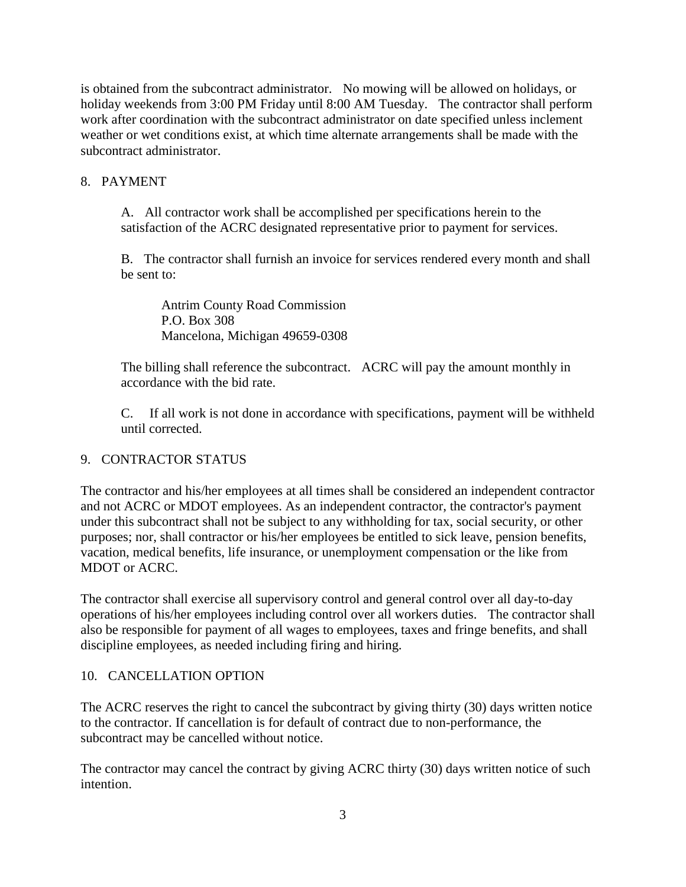is obtained from the subcontract administrator. No mowing will be allowed on holidays, or holiday weekends from 3:00 PM Friday until 8:00 AM Tuesday. The contractor shall perform work after coordination with the subcontract administrator on date specified unless inclement weather or wet conditions exist, at which time alternate arrangements shall be made with the subcontract administrator.

## 8. PAYMENT

A. All contractor work shall be accomplished per specifications herein to the satisfaction of the ACRC designated representative prior to payment for services.

B. The contractor shall furnish an invoice for services rendered every month and shall be sent to:

Antrim County Road Commission
P.O. Box 308
Mancelona, Michigan 49659-0308

The billing shall reference the subcontract. ACRC will pay the amount monthly in accordance with the bid rate.

C. If all work is not done in accordance with specifications, payment will be withheld until corrected.

## 9. CONTRACTOR STATUS

The contractor and his/her employees at all times shall be considered an independent contractor and not ACRC or MDOT employees. As an independent contractor, the contractor's payment under this subcontract shall not be subject to any withholding for tax, social security, or other purposes; nor, shall contractor or his/her employees be entitled to sick leave, pension benefits, vacation, medical benefits, life insurance, or unemployment compensation or the like from MDOT or ACRC.

The contractor shall exercise all supervisory control and general control over all day-to-day operations of his/her employees including control over all workers duties. The contractor shall also be responsible for payment of all wages to employees, taxes and fringe benefits, and shall discipline employees, as needed including firing and hiring.

## 10. CANCELLATION OPTION

The ACRC reserves the right to cancel the subcontract by giving thirty (30) days written notice to the contractor. If cancellation is for default of contract due to non-performance, the subcontract may be cancelled without notice.

The contractor may cancel the contract by giving ACRC thirty (30) days written notice of such intention.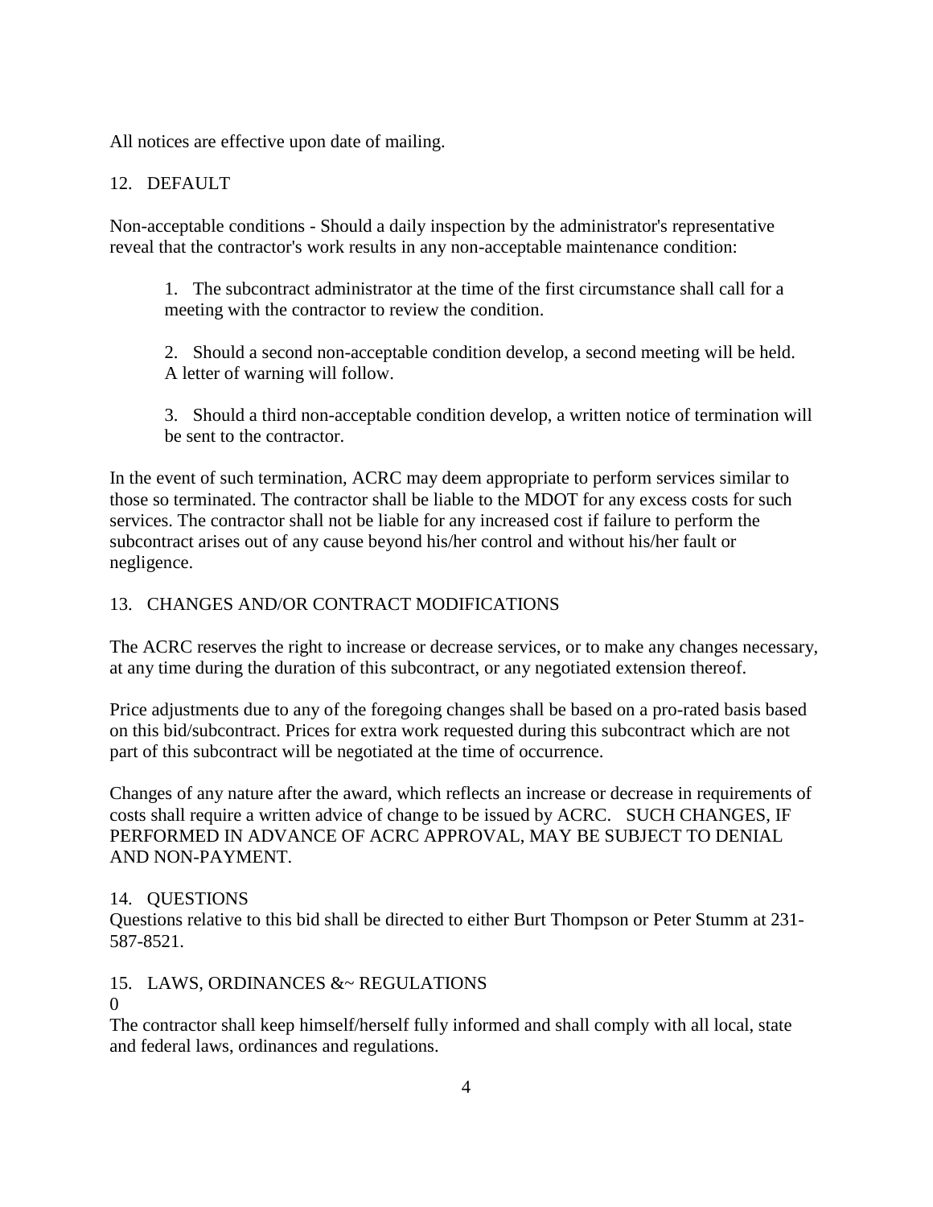All notices are effective upon date of mailing.

## 12. DEFAULT

Non-acceptable conditions - Should a daily inspection by the administrator's representative reveal that the contractor's work results in any non-acceptable maintenance condition:

1. The subcontract administrator at the time of the first circumstance shall call for a meeting with the contractor to review the condition.

2. Should a second non-acceptable condition develop, a second meeting will be held. A letter of warning will follow.

3. Should a third non-acceptable condition develop, a written notice of termination will be sent to the contractor.

In the event of such termination, ACRC may deem appropriate to perform services similar to those so terminated. The contractor shall be liable to the MDOT for any excess costs for such services. The contractor shall not be liable for any increased cost if failure to perform the subcontract arises out of any cause beyond his/her control and without his/her fault or negligence.

## 13. CHANGES AND/OR CONTRACT MODIFICATIONS

The ACRC reserves the right to increase or decrease services, or to make any changes necessary, at any time during the duration of this subcontract, or any negotiated extension thereof.

Price adjustments due to any of the foregoing changes shall be based on a pro-rated basis based on this bid/subcontract. Prices for extra work requested during this subcontract which are not part of this subcontract will be negotiated at the time of occurrence.

Changes of any nature after the award, which reflects an increase or decrease in requirements of costs shall require a written advice of change to be issued by ACRC. SUCH CHANGES, IF PERFORMED IN ADVANCE OF ACRC APPROVAL, MAY BE SUBJECT TO DENIAL AND NON-PAYMENT.

## 14. QUESTIONS

Questions relative to this bid shall be directed to either Burt Thompson or Peter Stumm at 231-587-8521.

## 15. LAWS, ORDINANCES &~ REGULATIONS

0

The contractor shall keep himself/herself fully informed and shall comply with all local, state and federal laws, ordinances and regulations.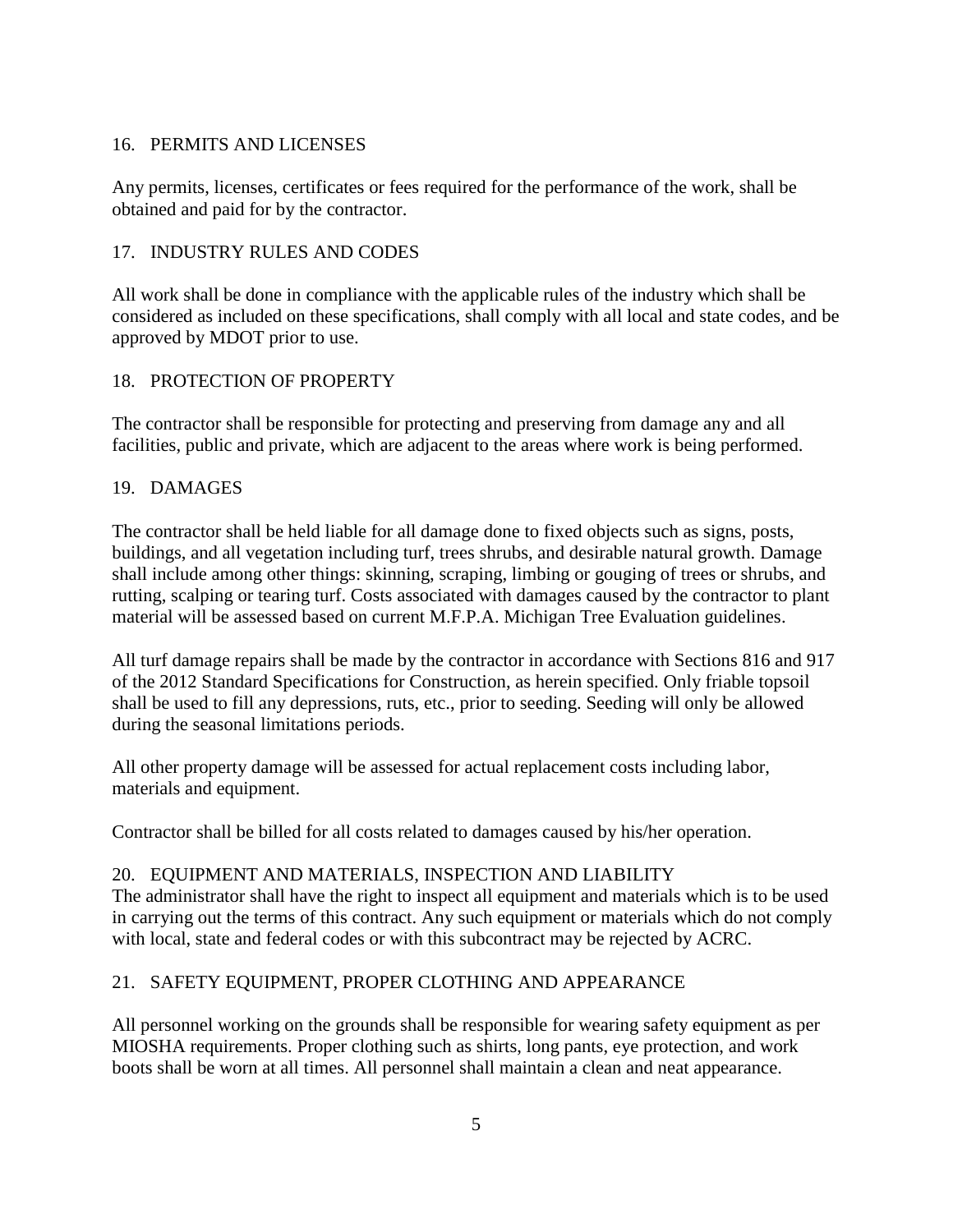## 16. PERMITS AND LICENSES

Any permits, licenses, certificates or fees required for the performance of the work, shall be obtained and paid for by the contractor.

## 17. INDUSTRY RULES AND CODES

All work shall be done in compliance with the applicable rules of the industry which shall be considered as included on these specifications, shall comply with all local and state codes, and be approved by MDOT prior to use.

## 18. PROTECTION OF PROPERTY

The contractor shall be responsible for protecting and preserving from damage any and all facilities, public and private, which are adjacent to the areas where work is being performed.

## 19. DAMAGES

The contractor shall be held liable for all damage done to fixed objects such as signs, posts, buildings, and all vegetation including turf, trees shrubs, and desirable natural growth. Damage shall include among other things: skinning, scraping, limbing or gouging of trees or shrubs, and rutting, scalping or tearing turf. Costs associated with damages caused by the contractor to plant material will be assessed based on current M.F.P.A. Michigan Tree Evaluation guidelines.

All turf damage repairs shall be made by the contractor in accordance with Sections 816 and 917 of the 2012 Standard Specifications for Construction, as herein specified. Only friable topsoil shall be used to fill any depressions, ruts, etc., prior to seeding. Seeding will only be allowed during the seasonal limitations periods.

All other property damage will be assessed for actual replacement costs including labor, materials and equipment.

Contractor shall be billed for all costs related to damages caused by his/her operation.

## 20. EQUIPMENT AND MATERIALS, INSPECTION AND LIABILITY

The administrator shall have the right to inspect all equipment and materials which is to be used in carrying out the terms of this contract. Any such equipment or materials which do not comply with local, state and federal codes or with this subcontract may be rejected by ACRC.

## 21. SAFETY EQUIPMENT, PROPER CLOTHING AND APPEARANCE

All personnel working on the grounds shall be responsible for wearing safety equipment as per MIOSHA requirements. Proper clothing such as shirts, long pants, eye protection, and work boots shall be worn at all times. All personnel shall maintain a clean and neat appearance.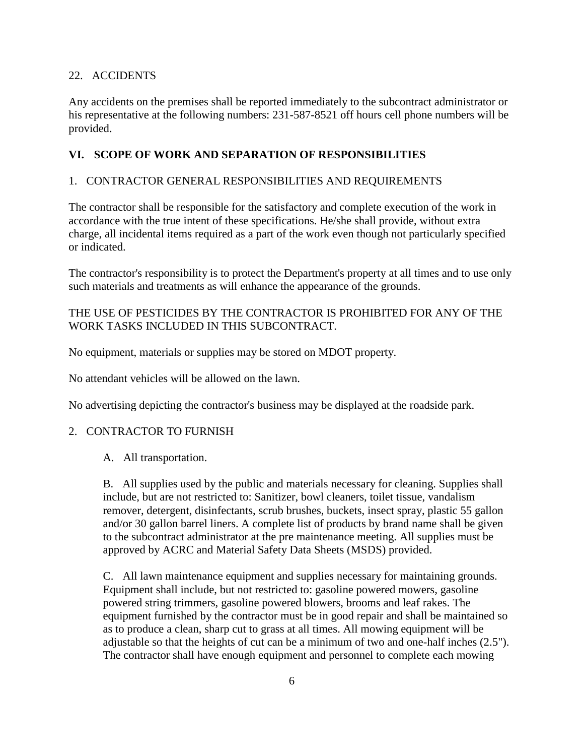22. ACCIDENTS

Any accidents on the premises shall be reported immediately to the subcontract administrator or his representative at the following numbers: 231-587-8521 off hours cell phone numbers will be provided.

## VI. SCOPE OF WORK AND SEPARATION OF RESPONSIBILITIES

1. CONTRACTOR GENERAL RESPONSIBILITIES AND REQUIREMENTS

The contractor shall be responsible for the satisfactory and complete execution of the work in accordance with the true intent of these specifications. He/she shall provide, without extra charge, all incidental items required as a part of the work even though not particularly specified or indicated.

The contractor's responsibility is to protect the Department's property at all times and to use only such materials and treatments as will enhance the appearance of the grounds.

THE USE OF PESTICIDES BY THE CONTRACTOR IS PROHIBITED FOR ANY OF THE WORK TASKS INCLUDED IN THIS SUBCONTRACT.

No equipment, materials or supplies may be stored on MDOT property.

No attendant vehicles will be allowed on the lawn.

No advertising depicting the contractor's business may be displayed at the roadside park.

2. CONTRACTOR TO FURNISH

A. All transportation.

B. All supplies used by the public and materials necessary for cleaning. Supplies shall include, but are not restricted to: Sanitizer, bowl cleaners, toilet tissue, vandalism remover, detergent, disinfectants, scrub brushes, buckets, insect spray, plastic 55 gallon and/or 30 gallon barrel liners. A complete list of products by brand name shall be given to the subcontract administrator at the pre maintenance meeting. All supplies must be approved by ACRC and Material Safety Data Sheets (MSDS) provided.

C. All lawn maintenance equipment and supplies necessary for maintaining grounds. Equipment shall include, but not restricted to: gasoline powered mowers, gasoline powered string trimmers, gasoline powered blowers, brooms and leaf rakes. The equipment furnished by the contractor must be in good repair and shall be maintained so as to produce a clean, sharp cut to grass at all times. All mowing equipment will be adjustable so that the heights of cut can be a minimum of two and one-half inches (2.5"). The contractor shall have enough equipment and personnel to complete each mowing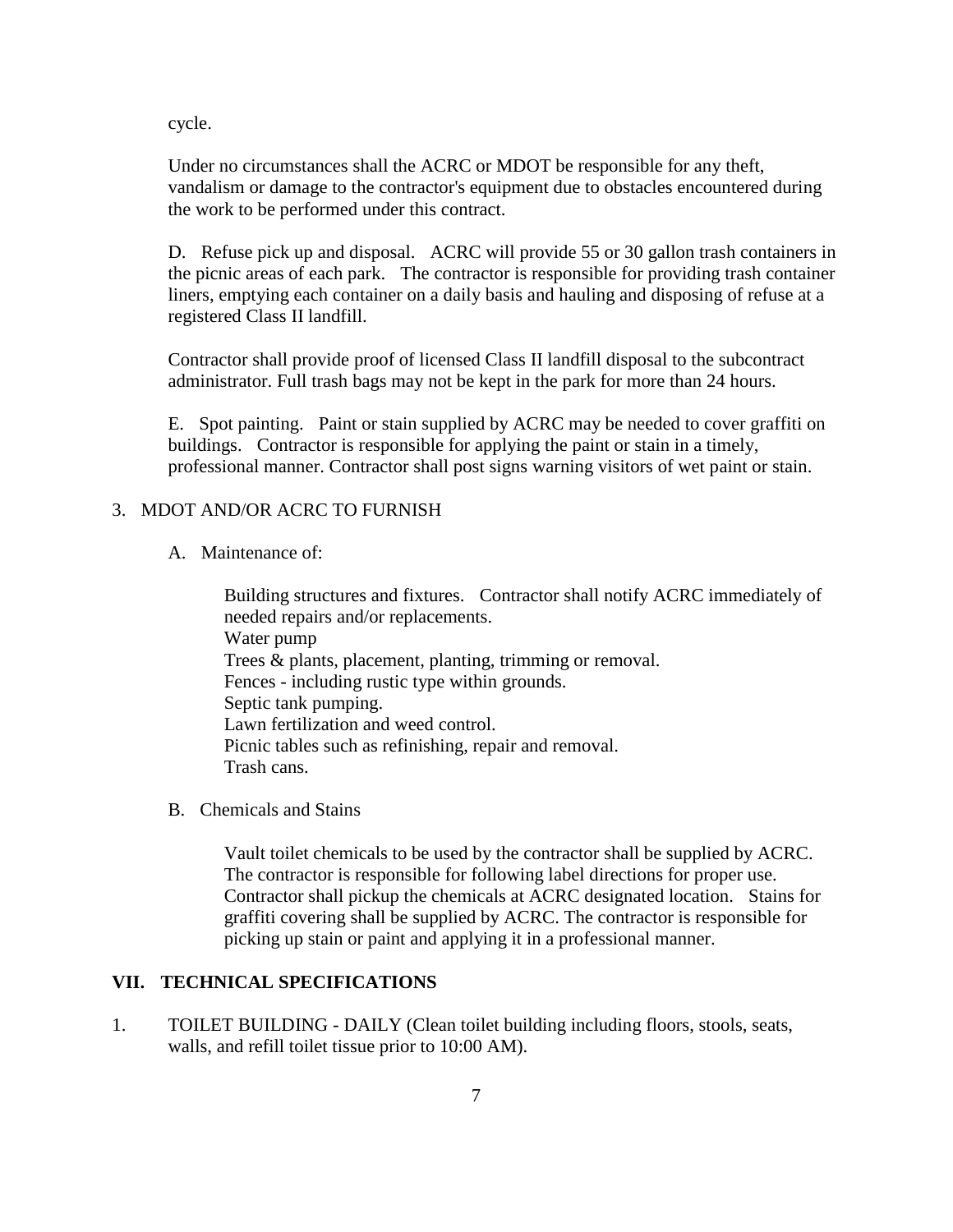cycle.

Under no circumstances shall the ACRC or MDOT be responsible for any theft, vandalism or damage to the contractor's equipment due to obstacles encountered during the work to be performed under this contract.

D. Refuse pick up and disposal. ACRC will provide 55 or 30 gallon trash containers in the picnic areas of each park. The contractor is responsible for providing trash container liners, emptying each container on a daily basis and hauling and disposing of refuse at a registered Class II landfill.

Contractor shall provide proof of licensed Class II landfill disposal to the subcontract administrator. Full trash bags may not be kept in the park for more than 24 hours.

E. Spot painting. Paint or stain supplied by ACRC may be needed to cover graffiti on buildings. Contractor is responsible for applying the paint or stain in a timely, professional manner. Contractor shall post signs warning visitors of wet paint or stain.

3. MDOT AND/OR ACRC TO FURNISH

A. Maintenance of:

Building structures and fixtures. Contractor shall notify ACRC immediately of needed repairs and/or replacements.
Water pump
Trees & plants, placement, planting, trimming or removal.
Fences - including rustic type within grounds.
Septic tank pumping.
Lawn fertilization and weed control.
Picnic tables such as refinishing, repair and removal.
Trash cans.

B. Chemicals and Stains

Vault toilet chemicals to be used by the contractor shall be supplied by ACRC. The contractor is responsible for following label directions for proper use. Contractor shall pickup the chemicals at ACRC designated location. Stains for graffiti covering shall be supplied by ACRC. The contractor is responsible for picking up stain or paint and applying it in a professional manner.

## VII. TECHNICAL SPECIFICATIONS

1. TOILET BUILDING - DAILY (Clean toilet building including floors, stools, seats, walls, and refill toilet tissue prior to 10:00 AM).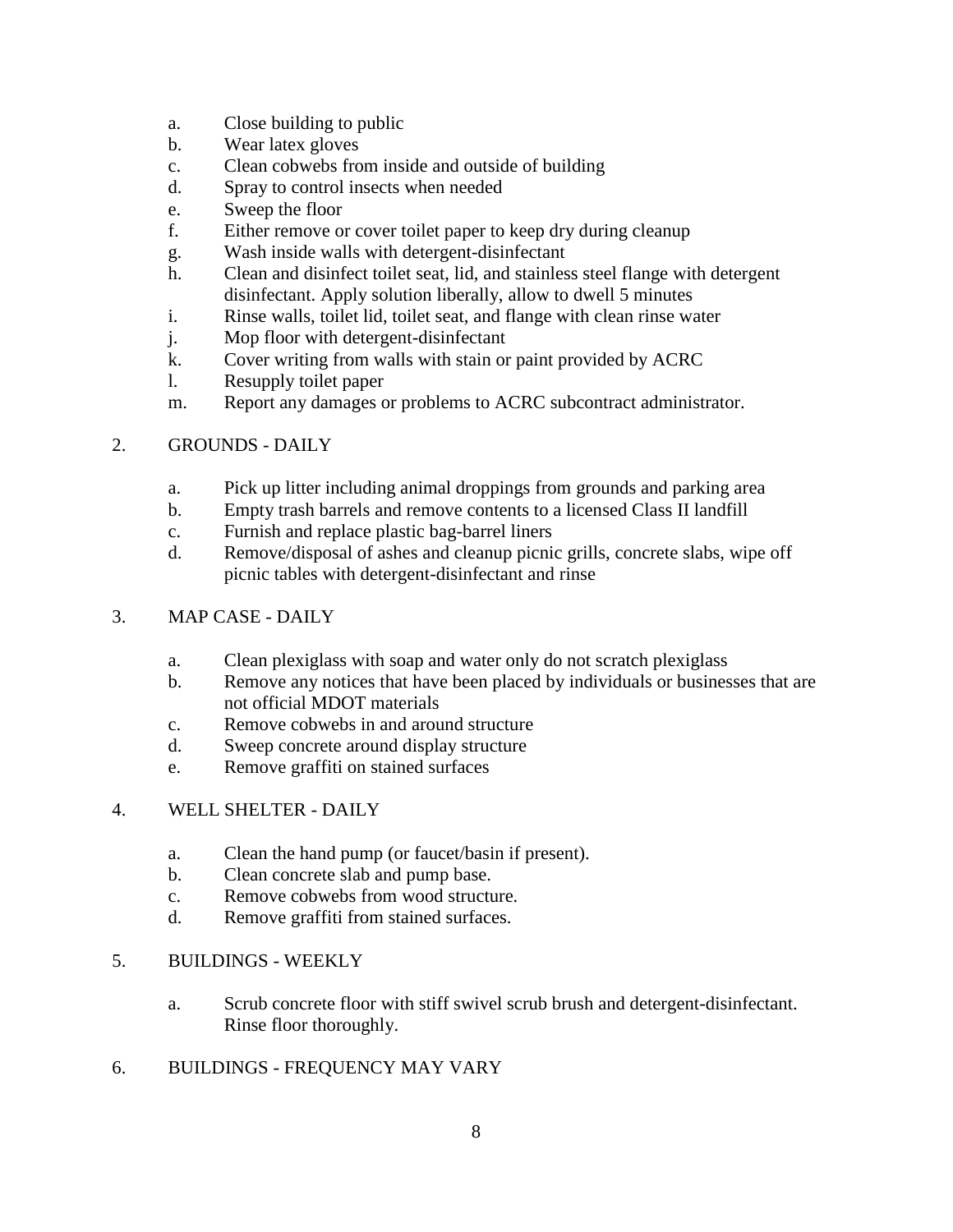a. Close building to public
b. Wear latex gloves
c. Clean cobwebs from inside and outside of building
d. Spray to control insects when needed
e. Sweep the floor
f. Either remove or cover toilet paper to keep dry during cleanup
g. Wash inside walls with detergent-disinfectant
h. Clean and disinfect toilet seat, lid, and stainless steel flange with detergent disinfectant. Apply solution liberally, allow to dwell 5 minutes
i. Rinse walls, toilet lid, toilet seat, and flange with clean rinse water
j. Mop floor with detergent-disinfectant
k. Cover writing from walls with stain or paint provided by ACRC
l. Resupply toilet paper
m. Report any damages or problems to ACRC subcontract administrator.

2. GROUNDS - DAILY

a. Pick up litter including animal droppings from grounds and parking area
b. Empty trash barrels and remove contents to a licensed Class II landfill
c. Furnish and replace plastic bag-barrel liners
d. Remove/disposal of ashes and cleanup picnic grills, concrete slabs, wipe off picnic tables with detergent-disinfectant and rinse

3. MAP CASE - DAILY

a. Clean plexiglass with soap and water only do not scratch plexiglass
b. Remove any notices that have been placed by individuals or businesses that are not official MDOT materials
c. Remove cobwebs in and around structure
d. Sweep concrete around display structure
e. Remove graffiti on stained surfaces

4. WELL SHELTER - DAILY

a. Clean the hand pump (or faucet/basin if present).
b. Clean concrete slab and pump base.
c. Remove cobwebs from wood structure.
d. Remove graffiti from stained surfaces.

5. BUILDINGS - WEEKLY

a. Scrub concrete floor with stiff swivel scrub brush and detergent-disinfectant. Rinse floor thoroughly.

6. BUILDINGS - FREQUENCY MAY VARY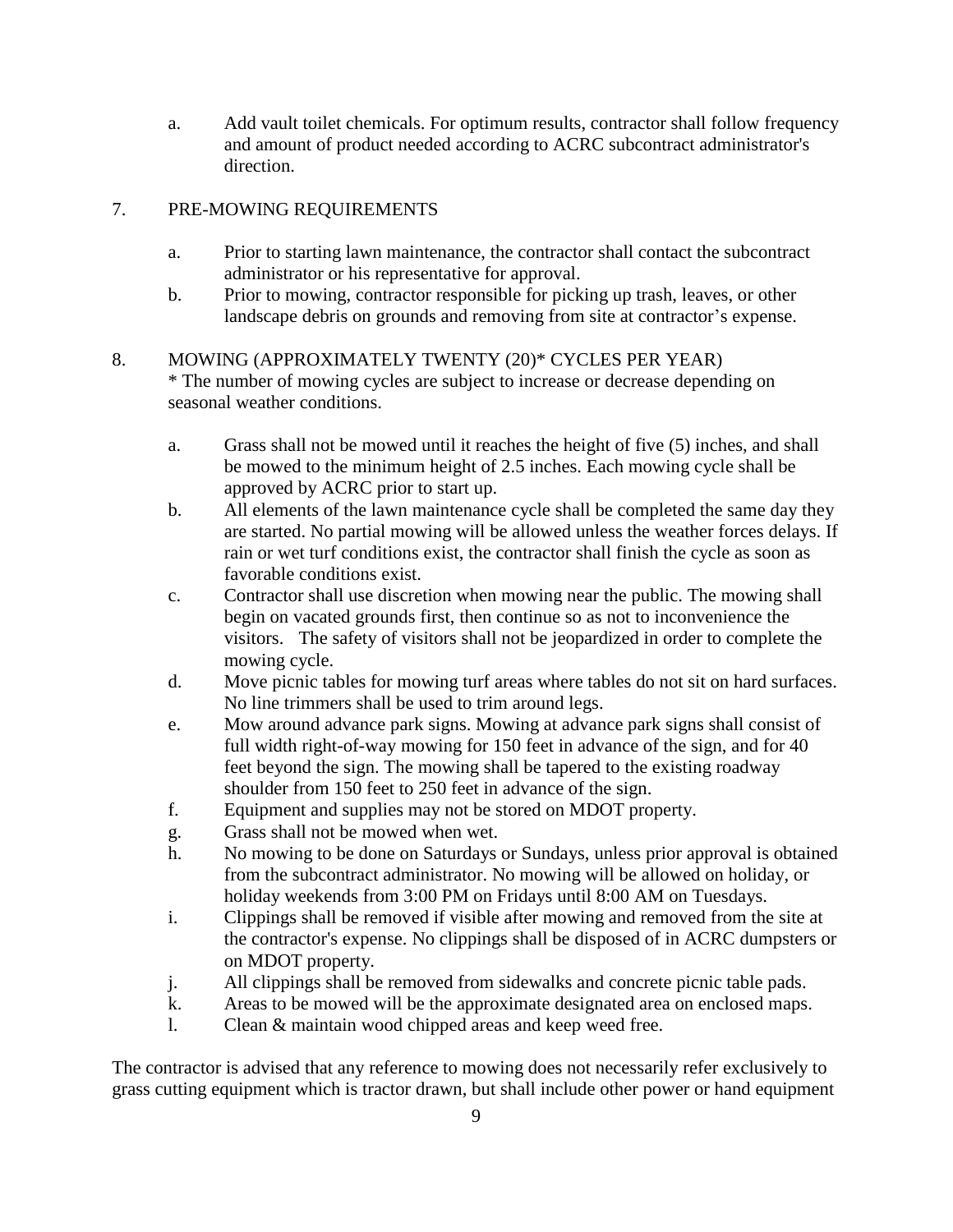a. Add vault toilet chemicals. For optimum results, contractor shall follow frequency and amount of product needed according to ACRC subcontract administrator's direction.

7. PRE-MOWING REQUIREMENTS

   a. Prior to starting lawn maintenance, the contractor shall contact the subcontract administrator or his representative for approval.
   b. Prior to mowing, contractor responsible for picking up trash, leaves, or other landscape debris on grounds and removing from site at contractor's expense.

8. MOWING (APPROXIMATELY TWENTY (20)* CYCLES PER YEAR)
   * The number of mowing cycles are subject to increase or decrease depending on seasonal weather conditions.

   a. Grass shall not be mowed until it reaches the height of five (5) inches, and shall be mowed to the minimum height of 2.5 inches. Each mowing cycle shall be approved by ACRC prior to start up.
   b. All elements of the lawn maintenance cycle shall be completed the same day they are started. No partial mowing will be allowed unless the weather forces delays. If rain or wet turf conditions exist, the contractor shall finish the cycle as soon as favorable conditions exist.
   c. Contractor shall use discretion when mowing near the public. The mowing shall begin on vacated grounds first, then continue so as not to inconvenience the visitors. The safety of visitors shall not be jeopardized in order to complete the mowing cycle.
   d. Move picnic tables for mowing turf areas where tables do not sit on hard surfaces. No line trimmers shall be used to trim around legs.
   e. Mow around advance park signs. Mowing at advance park signs shall consist of full width right-of-way mowing for 150 feet in advance of the sign, and for 40 feet beyond the sign. The mowing shall be tapered to the existing roadway shoulder from 150 feet to 250 feet in advance of the sign.
   f. Equipment and supplies may not be stored on MDOT property.
   g. Grass shall not be mowed when wet.
   h. No mowing to be done on Saturdays or Sundays, unless prior approval is obtained from the subcontract administrator. No mowing will be allowed on holiday, or holiday weekends from 3:00 PM on Fridays until 8:00 AM on Tuesdays.
   i. Clippings shall be removed if visible after mowing and removed from the site at the contractor's expense. No clippings shall be disposed of in ACRC dumpsters or on MDOT property.
   j. All clippings shall be removed from sidewalks and concrete picnic table pads.
   k. Areas to be mowed will be the approximate designated area on enclosed maps.
   l. Clean & maintain wood chipped areas and keep weed free.

The contractor is advised that any reference to mowing does not necessarily refer exclusively to grass cutting equipment which is tractor drawn, but shall include other power or hand equipment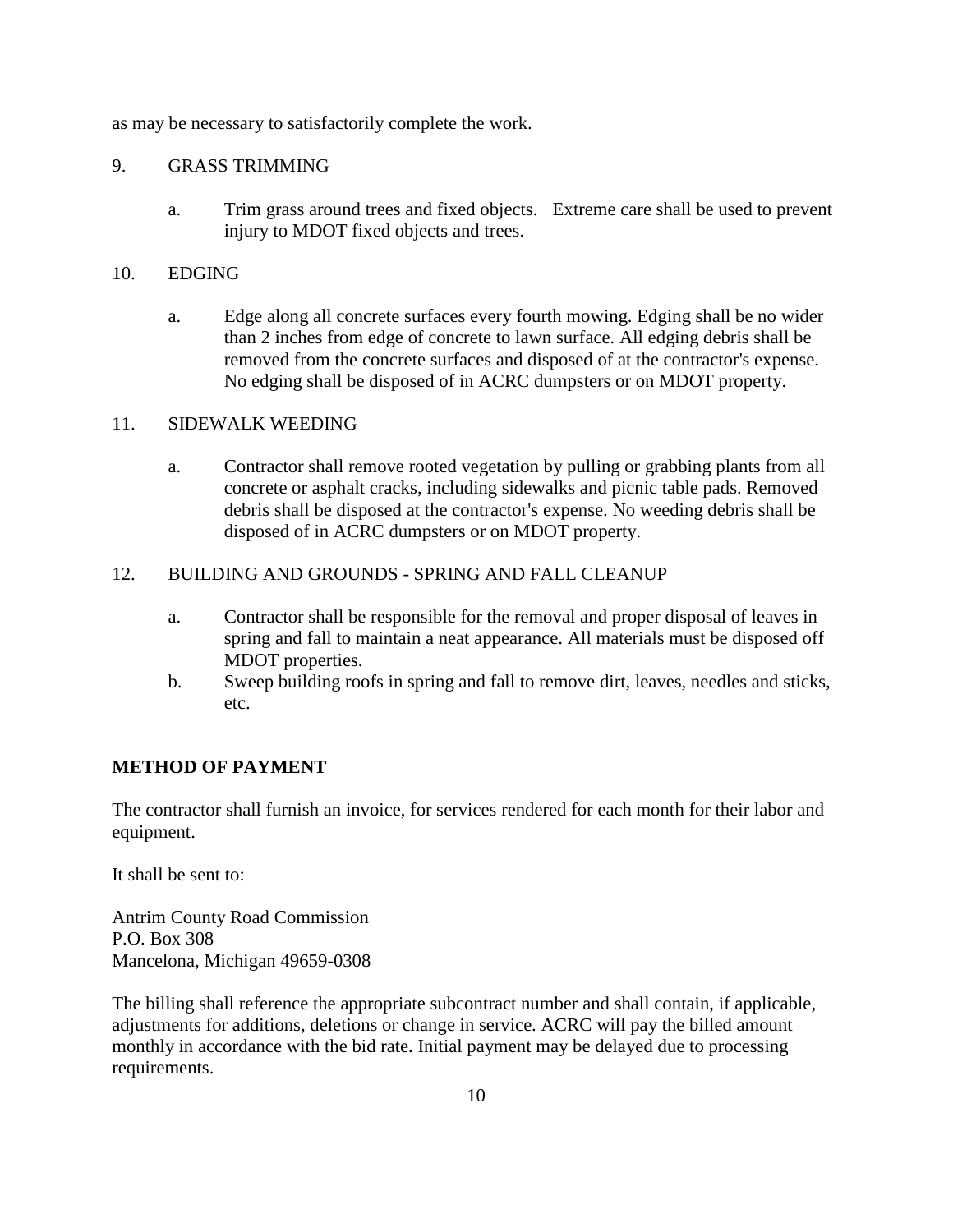as may be necessary to satisfactorily complete the work.

9. GRASS TRIMMING

   a. Trim grass around trees and fixed objects. Extreme care shall be used to prevent injury to MDOT fixed objects and trees.

10. EDGING

   a. Edge along all concrete surfaces every fourth mowing. Edging shall be no wider than 2 inches from edge of concrete to lawn surface. All edging debris shall be removed from the concrete surfaces and disposed of at the contractor's expense. No edging shall be disposed of in ACRC dumpsters or on MDOT property.

11. SIDEWALK WEEDING

   a. Contractor shall remove rooted vegetation by pulling or grabbing plants from all concrete or asphalt cracks, including sidewalks and picnic table pads. Removed debris shall be disposed at the contractor's expense. No weeding debris shall be disposed of in ACRC dumpsters or on MDOT property.

12. BUILDING AND GROUNDS - SPRING AND FALL CLEANUP

   a. Contractor shall be responsible for the removal and proper disposal of leaves in spring and fall to maintain a neat appearance. All materials must be disposed off MDOT properties.
   b. Sweep building roofs in spring and fall to remove dirt, leaves, needles and sticks, etc.

**METHOD OF PAYMENT**

The contractor shall furnish an invoice, for services rendered for each month for their labor and equipment.

It shall be sent to:

Antrim County Road Commission
P.O. Box 308
Mancelona, Michigan 49659-0308

The billing shall reference the appropriate subcontract number and shall contain, if applicable, adjustments for additions, deletions or change in service. ACRC will pay the billed amount monthly in accordance with the bid rate. Initial payment may be delayed due to processing requirements.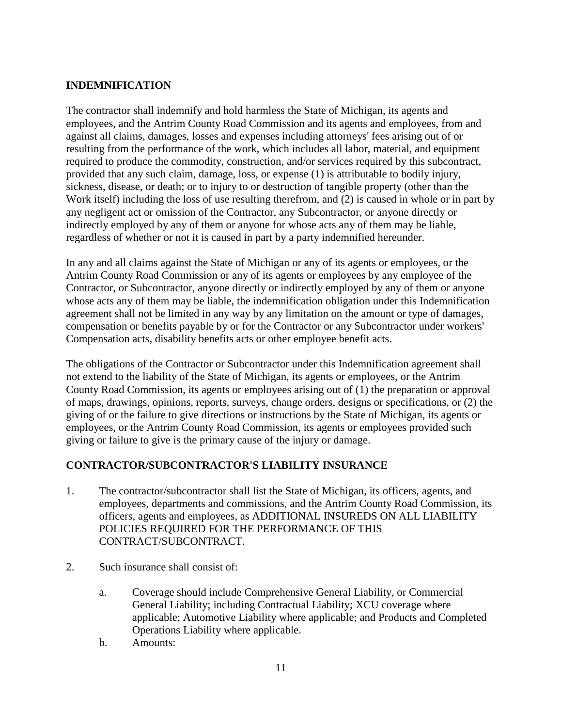## INDEMNIFICATION

The contractor shall indemnify and hold harmless the State of Michigan, its agents and employees, and the Antrim County Road Commission and its agents and employees, from and against all claims, damages, losses and expenses including attorneys' fees arising out of or resulting from the performance of the work, which includes all labor, material, and equipment required to produce the commodity, construction, and/or services required by this subcontract, provided that any such claim, damage, loss, or expense (1) is attributable to bodily injury, sickness, disease, or death; or to injury to or destruction of tangible property (other than the Work itself) including the loss of use resulting therefrom, and (2) is caused in whole or in part by any negligent act or omission of the Contractor, any Subcontractor, or anyone directly or indirectly employed by any of them or anyone for whose acts any of them may be liable, regardless of whether or not it is caused in part by a party indemnified hereunder.

In any and all claims against the State of Michigan or any of its agents or employees, or the Antrim County Road Commission or any of its agents or employees by any employee of the Contractor, or Subcontractor, anyone directly or indirectly employed by any of them or anyone whose acts any of them may be liable, the indemnification obligation under this Indemnification agreement shall not be limited in any way by any limitation on the amount or type of damages, compensation or benefits payable by or for the Contractor or any Subcontractor under workers' Compensation acts, disability benefits acts or other employee benefit acts.

The obligations of the Contractor or Subcontractor under this Indemnification agreement shall not extend to the liability of the State of Michigan, its agents or employees, or the Antrim County Road Commission, its agents or employees arising out of (1) the preparation or approval of maps, drawings, opinions, reports, surveys, change orders, designs or specifications, or (2) the giving of or the failure to give directions or instructions by the State of Michigan, its agents or employees, or the Antrim County Road Commission, its agents or employees provided such giving or failure to give is the primary cause of the injury or damage.

## CONTRACTOR/SUBCONTRACTOR'S LIABILITY INSURANCE

1. The contractor/subcontractor shall list the State of Michigan, its officers, agents, and employees, departments and commissions, and the Antrim County Road Commission, its officers, agents and employees, as ADDITIONAL INSUREDS ON ALL LIABILITY POLICIES REQUIRED FOR THE PERFORMANCE OF THIS CONTRACT/SUBCONTRACT.

2. Such insurance shall consist of:

   a. Coverage should include Comprehensive General Liability, or Commercial General Liability; including Contractual Liability; XCU coverage where applicable; Automotive Liability where applicable; and Products and Completed Operations Liability where applicable.
   b. Amounts: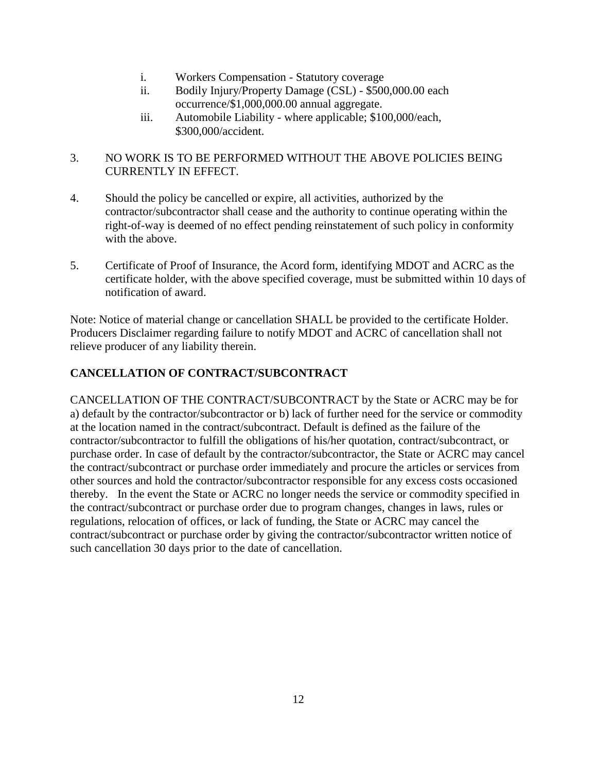i. Workers Compensation - Statutory coverage
ii. Bodily Injury/Property Damage (CSL) - $500,000.00 each occurrence/$1,000,000.00 annual aggregate.
iii. Automobile Liability - where applicable; $100,000/each, $300,000/accident.

3. NO WORK IS TO BE PERFORMED WITHOUT THE ABOVE POLICIES BEING CURRENTLY IN EFFECT.

4. Should the policy be cancelled or expire, all activities, authorized by the contractor/subcontractor shall cease and the authority to continue operating within the right-of-way is deemed of no effect pending reinstatement of such policy in conformity with the above.

5. Certificate of Proof of Insurance, the Acord form, identifying MDOT and ACRC as the certificate holder, with the above specified coverage, must be submitted within 10 days of notification of award.

Note: Notice of material change or cancellation SHALL be provided to the certificate Holder. Producers Disclaimer regarding failure to notify MDOT and ACRC of cancellation shall not relieve producer of any liability therein.

**CANCELLATION OF CONTRACT/SUBCONTRACT**

CANCELLATION OF THE CONTRACT/SUBCONTRACT by the State or ACRC may be for a) default by the contractor/subcontractor or b) lack of further need for the service or commodity at the location named in the contract/subcontract. Default is defined as the failure of the contractor/subcontractor to fulfill the obligations of his/her quotation, contract/subcontract, or purchase order. In case of default by the contractor/subcontractor, the State or ACRC may cancel the contract/subcontract or purchase order immediately and procure the articles or services from other sources and hold the contractor/subcontractor responsible for any excess costs occasioned thereby. In the event the State or ACRC no longer needs the service or commodity specified in the contract/subcontract or purchase order due to program changes, changes in laws, rules or regulations, relocation of offices, or lack of funding, the State or ACRC may cancel the contract/subcontract or purchase order by giving the contractor/subcontractor written notice of such cancellation 30 days prior to the date of cancellation.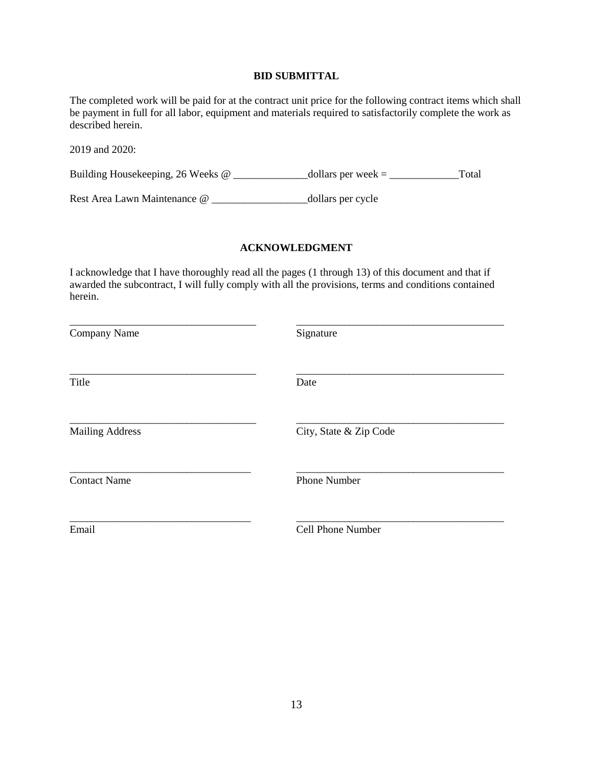**BID SUBMITTAL**

The completed work will be paid for at the contract unit price for the following contract items which shall be payment in full for all labor, equipment and materials required to satisfactorily complete the work as described herein.

2019 and 2020:

Building Housekeeping, 26 Weeks @ ______________dollars per week = _____________Total

Rest Area Lawn Maintenance @ __________________dollars per cycle

**ACKNOWLEDGMENT**

I acknowledge that I have thoroughly read all the pages (1 through 13) of this document and that if awarded the subcontract, I will fully comply with all the provisions, terms and conditions contained herein.

___________________________________ Company Name

________________________________________ Signature

___________________________________ Title

________________________________________ Date

___________________________________ Mailing Address

________________________________________ City, State & Zip Code

__________________________________ Contact Name

________________________________________ Phone Number

__________________________________ Email

________________________________________ Cell Phone Number